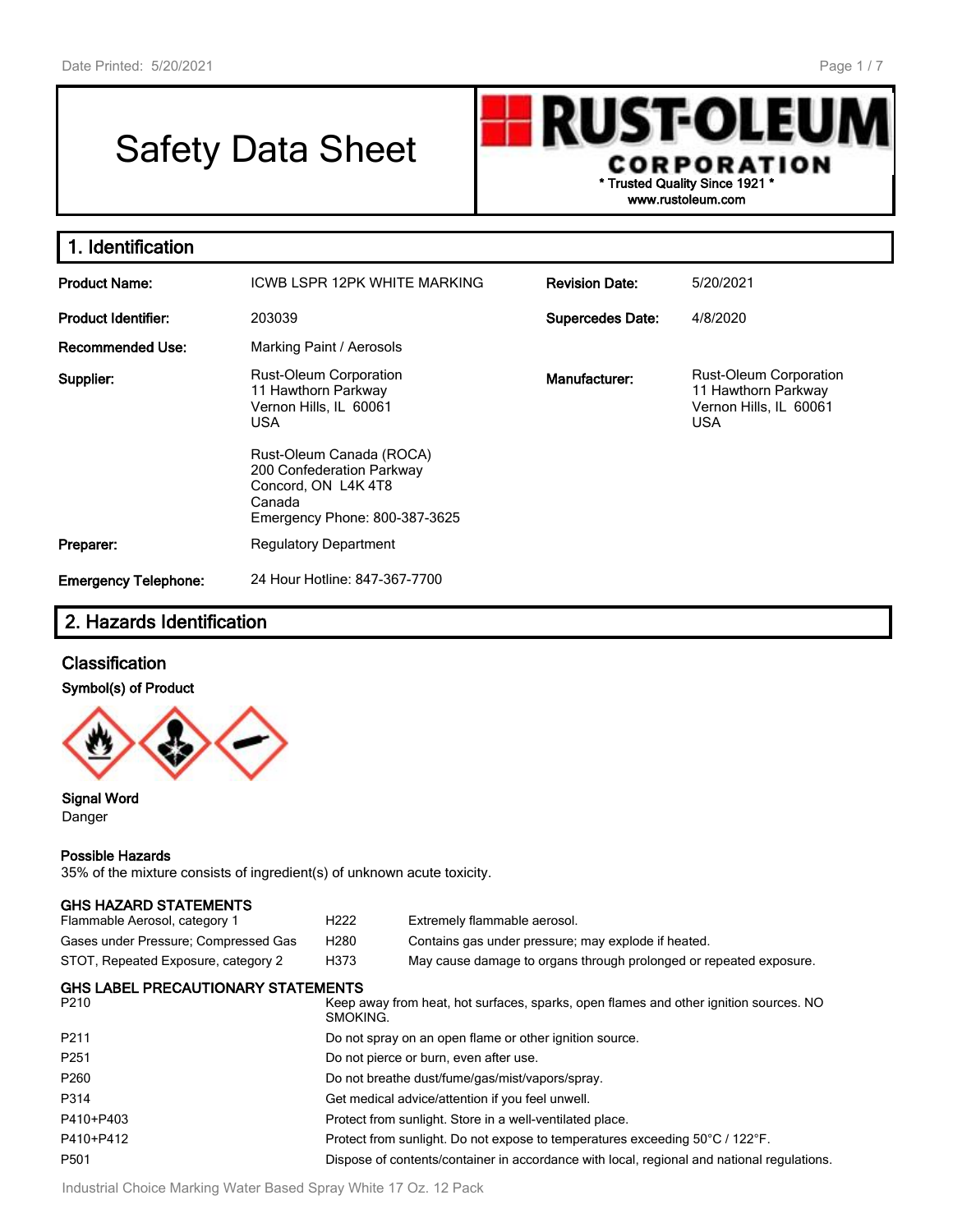# Safety Data Sheet

RUST-OLEUM CORPORATION
* Trusted Quality Since 1921 *
www.rustoleum.com

## 1. Identification

| | | | |
|---|---|---|---|
| **Product Name:** | ICWB LSPR 12PK WHITE MARKING | **Revision Date:** | 5/20/2021 |
| **Product Identifier:** | 203039 | **Supercedes Date:** | 4/8/2020 |
| **Recommended Use:** | Marking Paint / Aerosols | | |
| **Supplier:** | Rust-Oleum Corporation<br>11 Hawthorn Parkway<br>Vernon Hills, IL 60061<br>USA<br><br>Rust-Oleum Canada (ROCA)<br>200 Confederation Parkway<br>Concord, ON L4K 4T8<br>Canada<br>Emergency Phone: 800-387-3625 | **Manufacturer:** | Rust-Oleum Corporation<br>11 Hawthorn Parkway<br>Vernon Hills, IL 60061<br>USA |
| **Preparer:** | Regulatory Department | | |
| **Emergency Telephone:** | 24 Hour Hotline: 847-367-7700 | | |

## 2. Hazards Identification

### Classification

**Symbol(s) of Product**

**Signal Word**
Danger

**Possible Hazards**
35% of the mixture consists of ingredient(s) of unknown acute toxicity.

**GHS HAZARD STATEMENTS**

| | | |
|---|---|---|
| Flammable Aerosol, category 1 | H222 | Extremely flammable aerosol. |
| Gases under Pressure; Compressed Gas | H280 | Contains gas under pressure; may explode if heated. |
| STOT, Repeated Exposure, category 2 | H373 | May cause damage to organs through prolonged or repeated exposure. |

**GHS LABEL PRECAUTIONARY STATEMENTS**

| | |
|---|---|
| P210 | Keep away from heat, hot surfaces, sparks, open flames and other ignition sources. NO SMOKING. |
| P211 | Do not spray on an open flame or other ignition source. |
| P251 | Do not pierce or burn, even after use. |
| P260 | Do not breathe dust/fume/gas/mist/vapors/spray. |
| P314 | Get medical advice/attention if you feel unwell. |
| P410+P403 | Protect from sunlight. Store in a well-ventilated place. |
| P410+P412 | Protect from sunlight. Do not expose to temperatures exceeding 50°C / 122°F. |
| P501 | Dispose of contents/container in accordance with local, regional and national regulations. |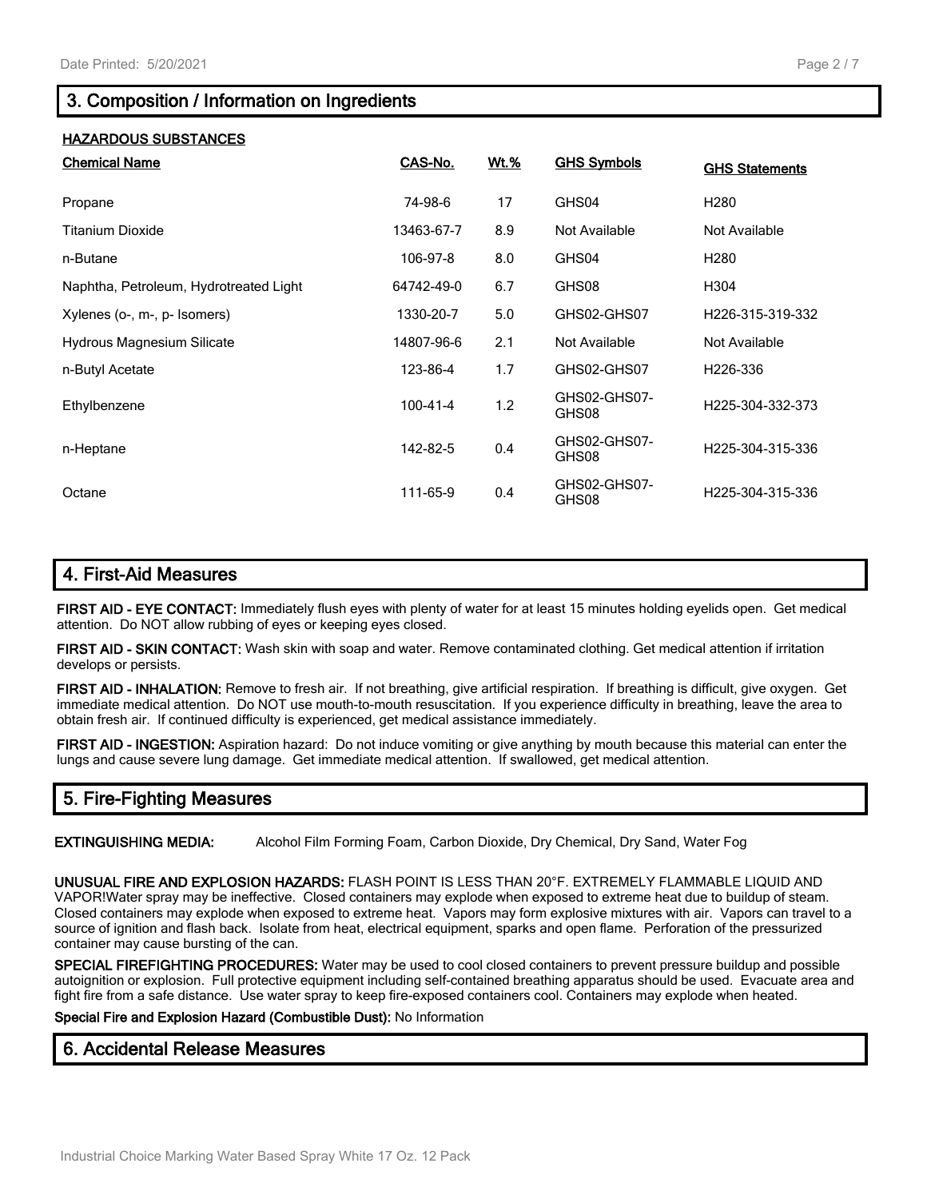## 3. Composition / Information on Ingredients

**HAZARDOUS SUBSTANCES**

| Chemical Name | CAS-No. | Wt.% | GHS Symbols | GHS Statements |
|---|---|---|---|---|
| Propane | 74-98-6 | 17 | GHS04 | H280 |
| Titanium Dioxide | 13463-67-7 | 8.9 | Not Available | Not Available |
| n-Butane | 106-97-8 | 8.0 | GHS04 | H280 |
| Naphtha, Petroleum, Hydrotreated Light | 64742-49-0 | 6.7 | GHS08 | H304 |
| Xylenes (o-, m-, p- Isomers) | 1330-20-7 | 5.0 | GHS02-GHS07 | H226-315-319-332 |
| Hydrous Magnesium Silicate | 14807-96-6 | 2.1 | Not Available | Not Available |
| n-Butyl Acetate | 123-86-4 | 1.7 | GHS02-GHS07 | H226-336 |
| Ethylbenzene | 100-41-4 | 1.2 | GHS02-GHS07-GHS08 | H225-304-332-373 |
| n-Heptane | 142-82-5 | 0.4 | GHS02-GHS07-GHS08 | H225-304-315-336 |
| Octane | 111-65-9 | 0.4 | GHS02-GHS07-GHS08 | H225-304-315-336 |

## 4. First-Aid Measures

**FIRST AID - EYE CONTACT:** Immediately flush eyes with plenty of water for at least 15 minutes holding eyelids open. Get medical attention. Do NOT allow rubbing of eyes or keeping eyes closed.

**FIRST AID - SKIN CONTACT:** Wash skin with soap and water. Remove contaminated clothing. Get medical attention if irritation develops or persists.

**FIRST AID - INHALATION:** Remove to fresh air. If not breathing, give artificial respiration. If breathing is difficult, give oxygen. Get immediate medical attention. Do NOT use mouth-to-mouth resuscitation. If you experience difficulty in breathing, leave the area to obtain fresh air. If continued difficulty is experienced, get medical assistance immediately.

**FIRST AID - INGESTION:** Aspiration hazard: Do not induce vomiting or give anything by mouth because this material can enter the lungs and cause severe lung damage. Get immediate medical attention. If swallowed, get medical attention.

## 5. Fire-Fighting Measures

**EXTINGUISHING MEDIA:** Alcohol Film Forming Foam, Carbon Dioxide, Dry Chemical, Dry Sand, Water Fog

**UNUSUAL FIRE AND EXPLOSION HAZARDS:** FLASH POINT IS LESS THAN 20°F. EXTREMELY FLAMMABLE LIQUID AND VAPOR!Water spray may be ineffective. Closed containers may explode when exposed to extreme heat due to buildup of steam. Closed containers may explode when exposed to extreme heat. Vapors may form explosive mixtures with air. Vapors can travel to a source of ignition and flash back. Isolate from heat, electrical equipment, sparks and open flame. Perforation of the pressurized container may cause bursting of the can.

**SPECIAL FIREFIGHTING PROCEDURES:** Water may be used to cool closed containers to prevent pressure buildup and possible autoignition or explosion. Full protective equipment including self-contained breathing apparatus should be used. Evacuate area and fight fire from a safe distance. Use water spray to keep fire-exposed containers cool. Containers may explode when heated.

**Special Fire and Explosion Hazard (Combustible Dust):** No Information

## 6. Accidental Release Measures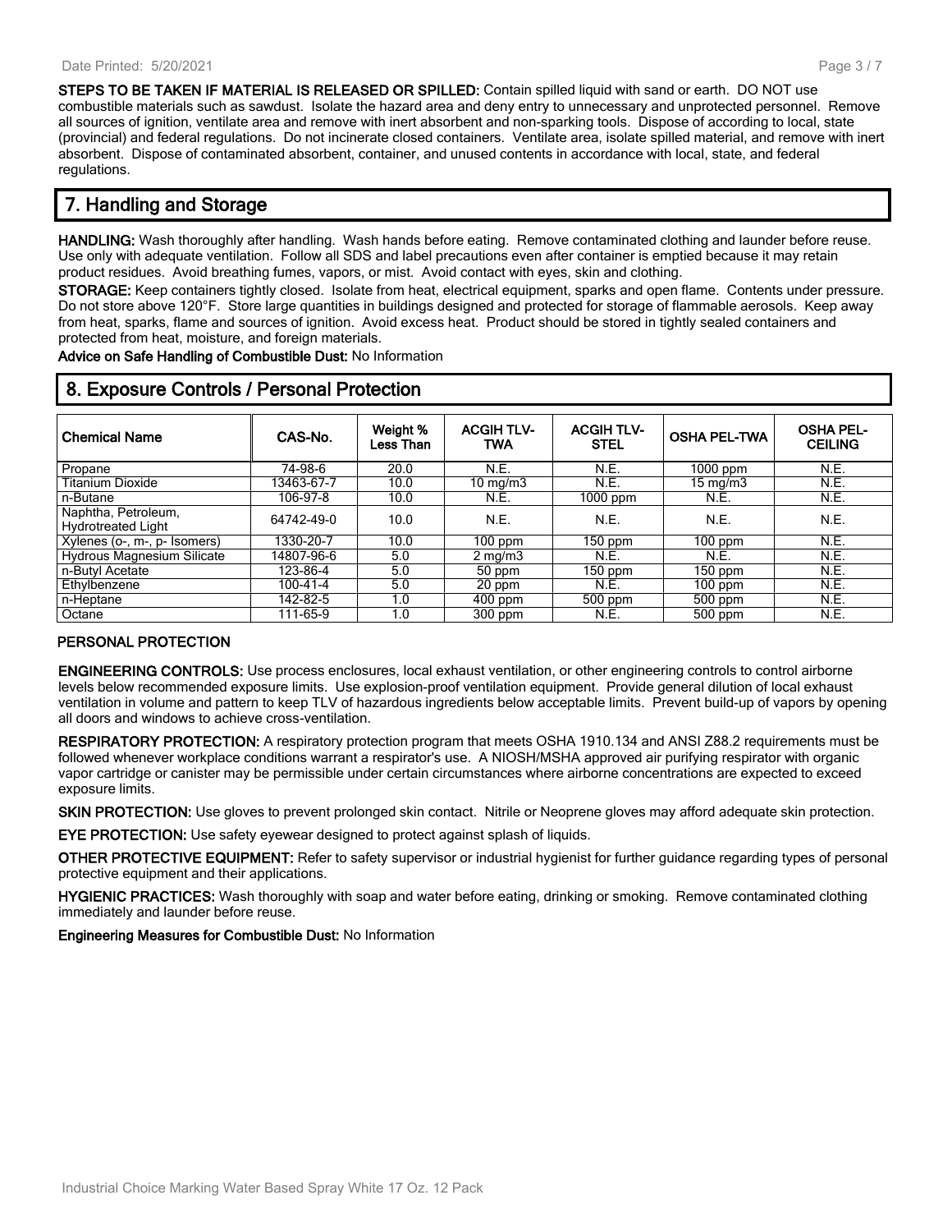**STEPS TO BE TAKEN IF MATERIAL IS RELEASED OR SPILLED:** Contain spilled liquid with sand or earth. DO NOT use combustible materials such as sawdust. Isolate the hazard area and deny entry to unnecessary and unprotected personnel. Remove all sources of ignition, ventilate area and remove with inert absorbent and non-sparking tools. Dispose of according to local, state (provincial) and federal regulations. Do not incinerate closed containers. Ventilate area, isolate spilled material, and remove with inert absorbent. Dispose of contaminated absorbent, container, and unused contents in accordance with local, state, and federal regulations.

## 7. Handling and Storage

**HANDLING:** Wash thoroughly after handling. Wash hands before eating. Remove contaminated clothing and launder before reuse. Use only with adequate ventilation. Follow all SDS and label precautions even after container is emptied because it may retain product residues. Avoid breathing fumes, vapors, or mist. Avoid contact with eyes, skin and clothing.

**STORAGE:** Keep containers tightly closed. Isolate from heat, electrical equipment, sparks and open flame. Contents under pressure. Do not store above 120°F. Store large quantities in buildings designed and protected for storage of flammable aerosols. Keep away from heat, sparks, flame and sources of ignition. Avoid excess heat. Product should be stored in tightly sealed containers and protected from heat, moisture, and foreign materials.

**Advice on Safe Handling of Combustible Dust:** No Information

## 8. Exposure Controls / Personal Protection

| Chemical Name | CAS-No. | Weight % Less Than | ACGIH TLV-TWA | ACGIH TLV-STEL | OSHA PEL-TWA | OSHA PEL-CEILING |
|---|---|---|---|---|---|---|
| Propane | 74-98-6 | 20.0 | N.E. | N.E. | 1000 ppm | N.E. |
| Titanium Dioxide | 13463-67-7 | 10.0 | 10 mg/m3 | N.E. | 15 mg/m3 | N.E. |
| n-Butane | 106-97-8 | 10.0 | N.E. | 1000 ppm | N.E. | N.E. |
| Naphtha, Petroleum, Hydrotreated Light | 64742-49-0 | 10.0 | N.E. | N.E. | N.E. | N.E. |
| Xylenes (o-, m-, p- Isomers) | 1330-20-7 | 10.0 | 100 ppm | 150 ppm | 100 ppm | N.E. |
| Hydrous Magnesium Silicate | 14807-96-6 | 5.0 | 2 mg/m3 | N.E. | N.E. | N.E. |
| n-Butyl Acetate | 123-86-4 | 5.0 | 50 ppm | 150 ppm | 150 ppm | N.E. |
| Ethylbenzene | 100-41-4 | 5.0 | 20 ppm | N.E. | 100 ppm | N.E. |
| n-Heptane | 142-82-5 | 1.0 | 400 ppm | 500 ppm | 500 ppm | N.E. |
| Octane | 111-65-9 | 1.0 | 300 ppm | N.E. | 500 ppm | N.E. |

### PERSONAL PROTECTION

**ENGINEERING CONTROLS:** Use process enclosures, local exhaust ventilation, or other engineering controls to control airborne levels below recommended exposure limits. Use explosion-proof ventilation equipment. Provide general dilution of local exhaust ventilation in volume and pattern to keep TLV of hazardous ingredients below acceptable limits. Prevent build-up of vapors by opening all doors and windows to achieve cross-ventilation.

**RESPIRATORY PROTECTION:** A respiratory protection program that meets OSHA 1910.134 and ANSI Z88.2 requirements must be followed whenever workplace conditions warrant a respirator's use. A NIOSH/MSHA approved air purifying respirator with organic vapor cartridge or canister may be permissible under certain circumstances where airborne concentrations are expected to exceed exposure limits.

**SKIN PROTECTION:** Use gloves to prevent prolonged skin contact. Nitrile or Neoprene gloves may afford adequate skin protection.

**EYE PROTECTION:** Use safety eyewear designed to protect against splash of liquids.

**OTHER PROTECTIVE EQUIPMENT:** Refer to safety supervisor or industrial hygienist for further guidance regarding types of personal protective equipment and their applications.

**HYGIENIC PRACTICES:** Wash thoroughly with soap and water before eating, drinking or smoking. Remove contaminated clothing immediately and launder before reuse.

**Engineering Measures for Combustible Dust:** No Information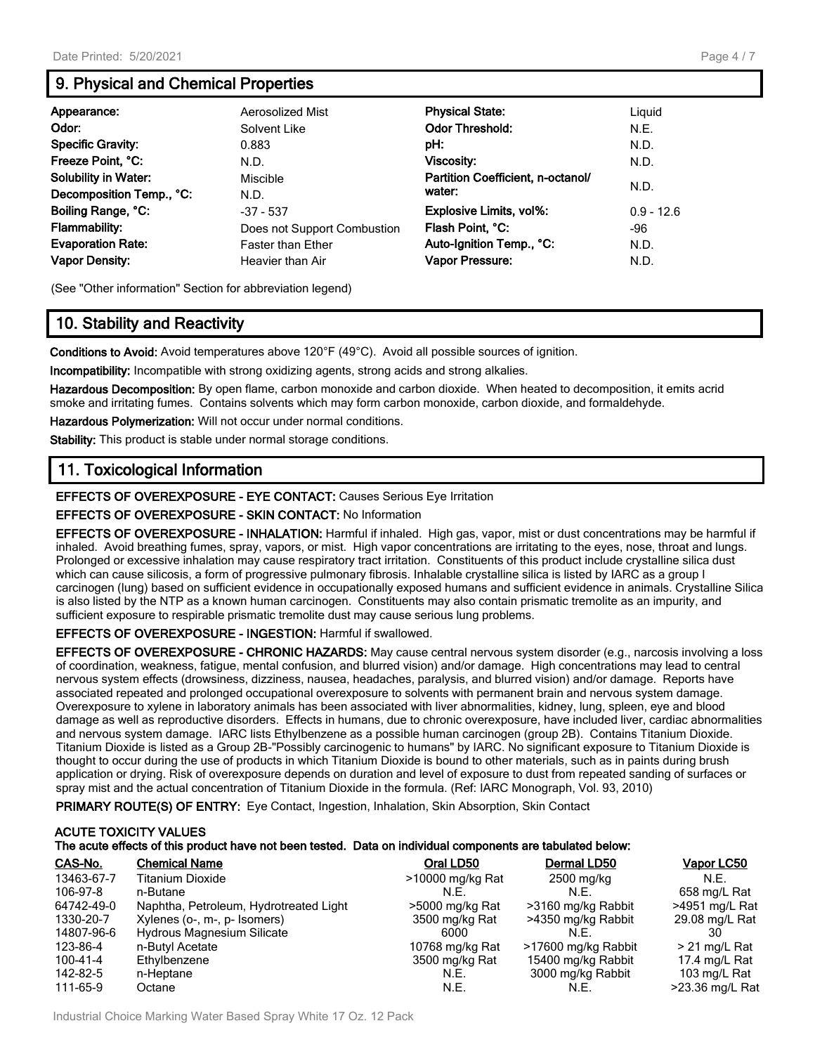## 9. Physical and Chemical Properties

| | | | |
|---|---|---|---|
| **Appearance:** | Aerosolized Mist | **Physical State:** | Liquid |
| **Odor:** | Solvent Like | **Odor Threshold:** | N.E. |
| **Specific Gravity:** | 0.883 | **pH:** | N.D. |
| **Freeze Point, °C:** | N.D. | **Viscosity:** | N.D. |
| **Solubility in Water:** | Miscible | **Partition Coefficient, n-octanol/ water:** | N.D. |
| **Decomposition Temp., °C:** | N.D. | | |
| **Boiling Range, °C:** | -37 - 537 | **Explosive Limits, vol%:** | 0.9 - 12.6 |
| **Flammability:** | Does not Support Combustion | **Flash Point, °C:** | -96 |
| **Evaporation Rate:** | Faster than Ether | **Auto-Ignition Temp., °C:** | N.D. |
| **Vapor Density:** | Heavier than Air | **Vapor Pressure:** | N.D. |

(See "Other information" Section for abbreviation legend)

## 10. Stability and Reactivity

**Conditions to Avoid:** Avoid temperatures above 120°F (49°C). Avoid all possible sources of ignition.

**Incompatibility:** Incompatible with strong oxidizing agents, strong acids and strong alkalies.

**Hazardous Decomposition:** By open flame, carbon monoxide and carbon dioxide. When heated to decomposition, it emits acrid smoke and irritating fumes. Contains solvents which may form carbon monoxide, carbon dioxide, and formaldehyde.

**Hazardous Polymerization:** Will not occur under normal conditions.

**Stability:** This product is stable under normal storage conditions.

## 11. Toxicological Information

**EFFECTS OF OVEREXPOSURE - EYE CONTACT:** Causes Serious Eye Irritation

**EFFECTS OF OVEREXPOSURE - SKIN CONTACT:** No Information

**EFFECTS OF OVEREXPOSURE - INHALATION:** Harmful if inhaled. High gas, vapor, mist or dust concentrations may be harmful if inhaled. Avoid breathing fumes, spray, vapors, or mist. High vapor concentrations are irritating to the eyes, nose, throat and lungs. Prolonged or excessive inhalation may cause respiratory tract irritation. Constituents of this product include crystalline silica dust which can cause silicosis, a form of progressive pulmonary fibrosis. Inhalable crystalline silica is listed by IARC as a group I carcinogen (lung) based on sufficient evidence in occupationally exposed humans and sufficient evidence in animals. Crystalline Silica is also listed by the NTP as a known human carcinogen. Constituents may also contain prismatic tremolite as an impurity, and sufficient exposure to respirable prismatic tremolite dust may cause serious lung problems.

**EFFECTS OF OVEREXPOSURE - INGESTION:** Harmful if swallowed.

**EFFECTS OF OVEREXPOSURE - CHRONIC HAZARDS:** May cause central nervous system disorder (e.g., narcosis involving a loss of coordination, weakness, fatigue, mental confusion, and blurred vision) and/or damage. High concentrations may lead to central nervous system effects (drowsiness, dizziness, nausea, headaches, paralysis, and blurred vision) and/or damage. Reports have associated repeated and prolonged occupational overexposure to solvents with permanent brain and nervous system damage. Overexposure to xylene in laboratory animals has been associated with liver abnormalities, kidney, lung, spleen, eye and blood damage as well as reproductive disorders. Effects in humans, due to chronic overexposure, have included liver, cardiac abnormalities and nervous system damage. IARC lists Ethylbenzene as a possible human carcinogen (group 2B). Contains Titanium Dioxide. Titanium Dioxide is listed as a Group 2B-"Possibly carcinogenic to humans" by IARC. No significant exposure to Titanium Dioxide is thought to occur during the use of products in which Titanium Dioxide is bound to other materials, such as in paints during brush application or drying. Risk of overexposure depends on duration and level of exposure to dust from repeated sanding of surfaces or spray mist and the actual concentration of Titanium Dioxide in the formula. (Ref: IARC Monograph, Vol. 93, 2010)

**PRIMARY ROUTE(S) OF ENTRY:** Eye Contact, Ingestion, Inhalation, Skin Absorption, Skin Contact

**ACUTE TOXICITY VALUES**
**The acute effects of this product have not been tested. Data on individual components are tabulated below:**

| CAS-No. | Chemical Name | Oral LD50 | Dermal LD50 | Vapor LC50 |
|---|---|---|---|---|
| 13463-67-7 | Titanium Dioxide | >10000 mg/kg Rat | 2500 mg/kg | N.E. |
| 106-97-8 | n-Butane | N.E. | N.E. | 658 mg/L Rat |
| 64742-49-0 | Naphtha, Petroleum, Hydrotreated Light | >5000 mg/kg Rat | >3160 mg/kg Rabbit | >4951 mg/L Rat |
| 1330-20-7 | Xylenes (o-, m-, p- Isomers) | 3500 mg/kg Rat | >4350 mg/kg Rabbit | 29.08 mg/L Rat |
| 14807-96-6 | Hydrous Magnesium Silicate | 6000 | N.E. | 30 |
| 123-86-4 | n-Butyl Acetate | 10768 mg/kg Rat | >17600 mg/kg Rabbit | > 21 mg/L Rat |
| 100-41-4 | Ethylbenzene | 3500 mg/kg Rat | 15400 mg/kg Rabbit | 17.4 mg/L Rat |
| 142-82-5 | n-Heptane | N.E. | 3000 mg/kg Rabbit | 103 mg/L Rat |
| 111-65-9 | Octane | N.E. | N.E. | >23.36 mg/L Rat |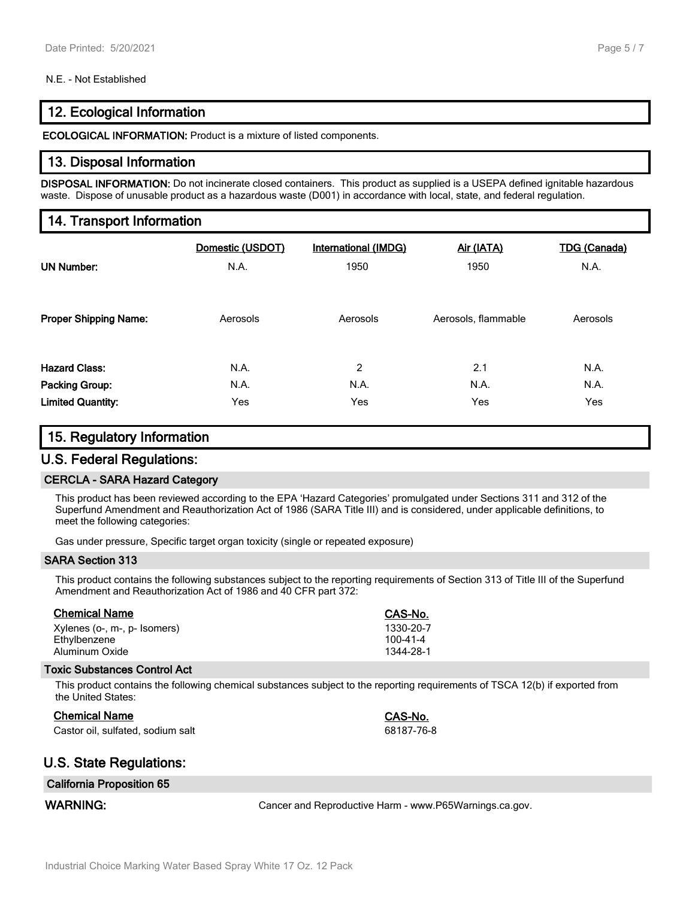N.E. - Not Established

## 12. Ecological Information

**ECOLOGICAL INFORMATION:** Product is a mixture of listed components.

## 13. Disposal Information

**DISPOSAL INFORMATION:** Do not incinerate closed containers. This product as supplied is a USEPA defined ignitable hazardous waste. Dispose of unusable product as a hazardous waste (D001) in accordance with local, state, and federal regulation.

## 14. Transport Information

| | Domestic (USDOT) | International (IMDG) | Air (IATA) | TDG (Canada) |
|---|---|---|---|---|
| **UN Number:** | N.A. | 1950 | 1950 | N.A. |
| **Proper Shipping Name:** | Aerosols | Aerosols | Aerosols, flammable | Aerosols |
| **Hazard Class:** | N.A. | 2 | 2.1 | N.A. |
| **Packing Group:** | N.A. | N.A. | N.A. | N.A. |
| **Limited Quantity:** | Yes | Yes | Yes | Yes |

## 15. Regulatory Information

## U.S. Federal Regulations:

### CERCLA - SARA Hazard Category

This product has been reviewed according to the EPA 'Hazard Categories' promulgated under Sections 311 and 312 of the Superfund Amendment and Reauthorization Act of 1986 (SARA Title III) and is considered, under applicable definitions, to meet the following categories:

Gas under pressure, Specific target organ toxicity (single or repeated exposure)

### SARA Section 313

This product contains the following substances subject to the reporting requirements of Section 313 of Title III of the Superfund Amendment and Reauthorization Act of 1986 and 40 CFR part 372:

| Chemical Name | CAS-No. |
|---|---|
| Xylenes (o-, m-, p- Isomers) | 1330-20-7 |
| Ethylbenzene | 100-41-4 |
| Aluminum Oxide | 1344-28-1 |

### Toxic Substances Control Act

This product contains the following chemical substances subject to the reporting requirements of TSCA 12(b) if exported from the United States:

| Chemical Name | CAS-No. |
|---|---|
| Castor oil, sulfated, sodium salt | 68187-76-8 |

## U.S. State Regulations:

### California Proposition 65

**WARNING:** Cancer and Reproductive Harm - www.P65Warnings.ca.gov.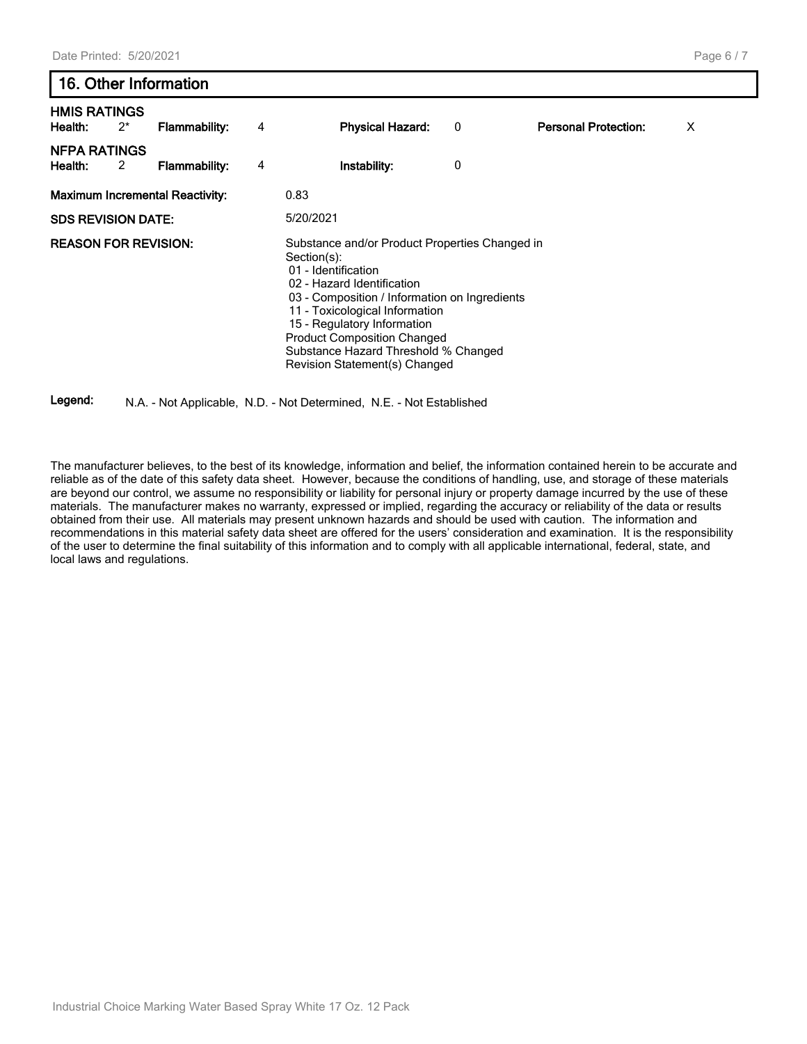## 16. Other Information

**HMIS RATINGS**

| | | | | | | | |
|---|---|---|---|---|---|---|---|
| **Health:** | 2* | **Flammability:** | 4 | **Physical Hazard:** | 0 | **Personal Protection:** | X |

**NFPA RATINGS**

| | | | | | |
|---|---|---|---|---|---|
| **Health:** | 2 | **Flammability:** | 4 | **Instability:** | 0 |

**Maximum Incremental Reactivity:** 0.83

**SDS REVISION DATE:** 5/20/2021

**REASON FOR REVISION:** Substance and/or Product Properties Changed in Section(s):
- 01 - Identification
- 02 - Hazard Identification
- 03 - Composition / Information on Ingredients
- 11 - Toxicological Information
- 15 - Regulatory Information

Product Composition Changed
Substance Hazard Threshold % Changed
Revision Statement(s) Changed

**Legend:** N.A. - Not Applicable, N.D. - Not Determined, N.E. - Not Established

The manufacturer believes, to the best of its knowledge, information and belief, the information contained herein to be accurate and reliable as of the date of this safety data sheet. However, because the conditions of handling, use, and storage of these materials are beyond our control, we assume no responsibility or liability for personal injury or property damage incurred by the use of these materials. The manufacturer makes no warranty, expressed or implied, regarding the accuracy or reliability of the data or results obtained from their use. All materials may present unknown hazards and should be used with caution. The information and recommendations in this material safety data sheet are offered for the users' consideration and examination. It is the responsibility of the user to determine the final suitability of this information and to comply with all applicable international, federal, state, and local laws and regulations.